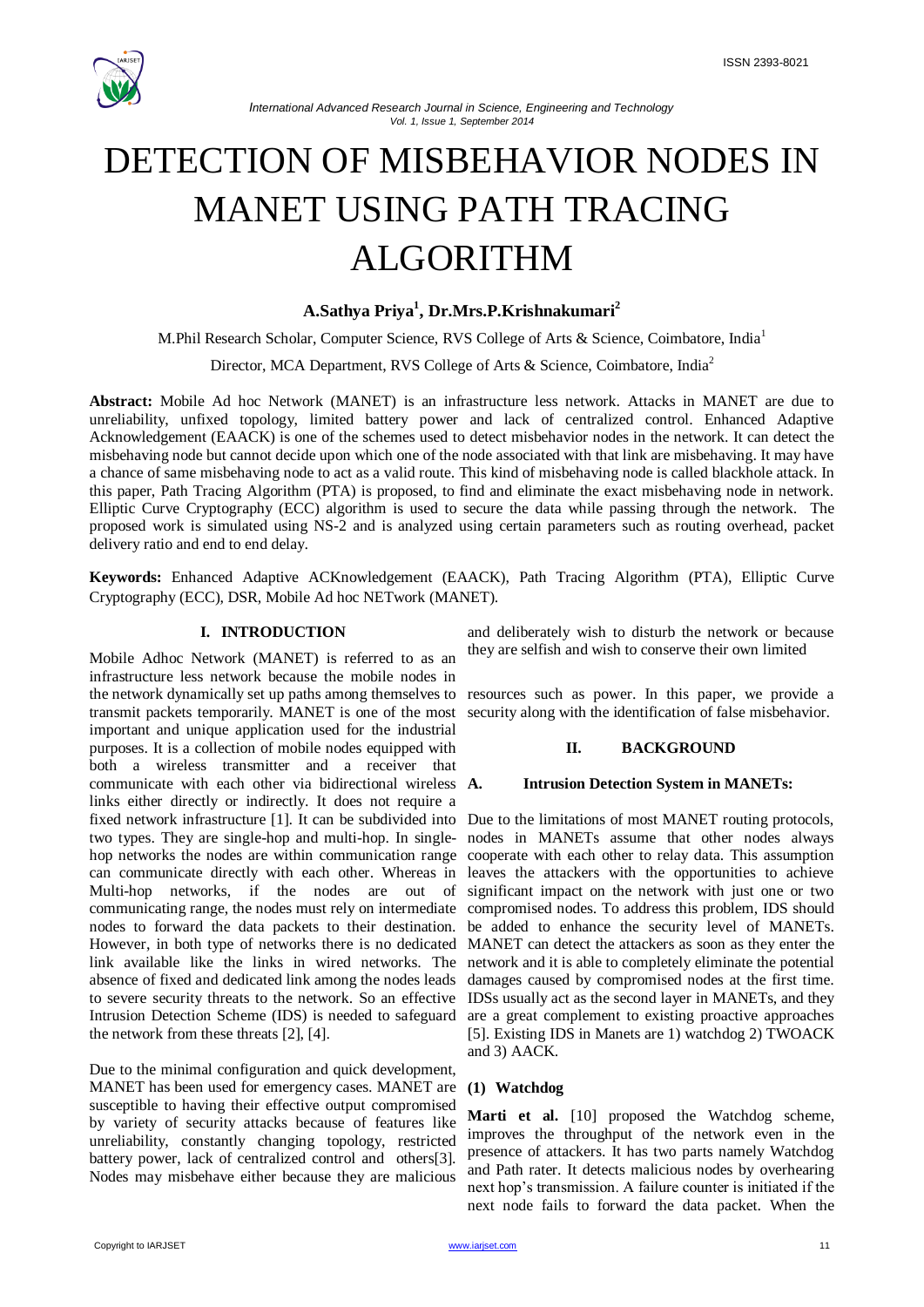# DETECTION OF MISBEHAVIOR NODES IN MANET USING PATH TRACING ALGORITHM

**A.Sathya Priya[1], Dr.Mrs.P.Krishnakumari[2]**

M.Phil Research Scholar, Computer Science, RVS College of Arts & Science, Coimbatore, India[1]

Director, MCA Department, RVS College of Arts & Science, Coimbatore, India[2]

**Abstract:** Mobile Ad hoc Network (MANET) is an infrastructure less network. Attacks in MANET are due to unreliability, unfixed topology, limited battery power and lack of centralized control. Enhanced Adaptive Acknowledgement (EAACK) is one of the schemes used to detect misbehavior nodes in the network. It can detect the misbehaving node but cannot decide upon which one of the node associated with that link are misbehaving. It may have a chance of same misbehaving node to act as a valid route. This kind of misbehaving node is called blackhole attack. In this paper, Path Tracing Algorithm (PTA) is proposed, to find and eliminate the exact misbehaving node in network. Elliptic Curve Cryptography (ECC) algorithm is used to secure the data while passing through the network. The proposed work is simulated using NS-2 and is analyzed using certain parameters such as routing overhead, packet delivery ratio and end to end delay.

**Keywords:** Enhanced Adaptive ACKnowledgement (EAACK), Path Tracing Algorithm (PTA), Elliptic Curve Cryptography (ECC), DSR, Mobile Ad hoc NETwork (MANET).

## I. INTRODUCTION

Mobile Adhoc Network (MANET) is referred to as an infrastructure less network because the mobile nodes in the network dynamically set up paths among themselves to transmit packets temporarily. MANET is one of the most important and unique application used for the industrial purposes. It is a collection of mobile nodes equipped with both a wireless transmitter and a receiver that communicate with each other via bidirectional wireless links either directly or indirectly. It does not require a fixed network infrastructure [1]. It can be subdivided into two types. They are single-hop and multi-hop. In single-hop networks the nodes are within communication range can communicate directly with each other. Whereas in Multi-hop networks, if the nodes are out of communicating range, the nodes must rely on intermediate nodes to forward the data packets to their destination. However, in both type of networks there is no dedicated link available like the links in wired networks. The absence of fixed and dedicated link among the nodes leads to severe security threats to the network. So an effective Intrusion Detection Scheme (IDS) is needed to safeguard the network from these threats [2], [4].

Due to the minimal configuration and quick development, MANET has been used for emergency cases. MANET are susceptible to having their effective output compromised by variety of security attacks because of features like unreliability, constantly changing topology, restricted battery power, lack of centralized control and others[3]. Nodes may misbehave either because they are malicious and deliberately wish to disturb the network or because they are selfish and wish to conserve their own limited resources such as power. In this paper, we provide a security along with the identification of false misbehavior.

## II. BACKGROUND

### A. Intrusion Detection System in MANETs:

Due to the limitations of most MANET routing protocols, nodes in MANETs assume that other nodes always cooperate with each other to relay data. This assumption leaves the attackers with the opportunities to achieve significant impact on the network with just one or two compromised nodes. To address this problem, IDS should be added to enhance the security level of MANETs. MANET can detect the attackers as soon as they enter the network and it is able to completely eliminate the potential damages caused by compromised nodes at the first time. IDSs usually act as the second layer in MANETs, and they are a great complement to existing proactive approaches [5]. Existing IDS in Manets are 1) watchdog 2) TWOACK and 3) AACK.

#### (1) Watchdog

**Marti et al.** [10] proposed the Watchdog scheme, improves the throughput of the network even in the presence of attackers. It has two parts namely Watchdog and Path rater. It detects malicious nodes by overhearing next hop's transmission. A failure counter is initiated if the next node fails to forward the data packet. When the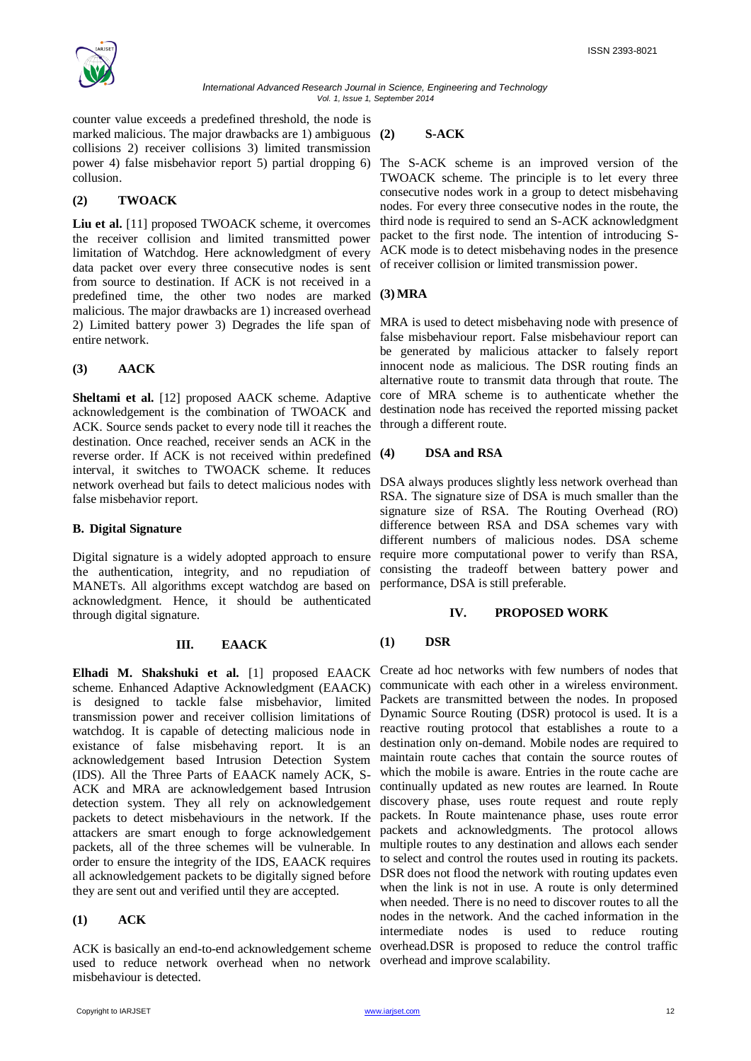counter value exceeds a predefined threshold, the node is marked malicious. The major drawbacks are 1) ambiguous collisions 2) receiver collisions 3) limited transmission power 4) false misbehavior report 5) partial dropping 6) collusion.

### (2) TWOACK

**Liu et al.** [11] proposed TWOACK scheme, it overcomes the receiver collision and limited transmitted power limitation of Watchdog. Here acknowledgment of every data packet over every three consecutive nodes is sent from source to destination. If ACK is not received in a predefined time, the other two nodes are marked malicious. The major drawbacks are 1) increased overhead 2) Limited battery power 3) Degrades the life span of entire network.

### (3) AACK

**Sheltami et al.** [12] proposed AACK scheme. Adaptive acknowledgement is the combination of TWOACK and ACK. Source sends packet to every node till it reaches the destination. Once reached, receiver sends an ACK in the reverse order. If ACK is not received within predefined interval, it switches to TWOACK scheme. It reduces network overhead but fails to detect malicious nodes with false misbehavior report.

### B. Digital Signature

Digital signature is a widely adopted approach to ensure the authentication, integrity, and no repudiation of MANETs. All algorithms except watchdog are based on acknowledgment. Hence, it should be authenticated through digital signature.

## III. EAACK

**Elhadi M. Shakshuki et al.** [1] proposed EAACK scheme. Enhanced Adaptive Acknowledgment (EAACK) is designed to tackle false misbehavior, limited transmission power and receiver collision limitations of watchdog. It is capable of detecting malicious node in existance of false misbehaving report. It is an acknowledgement based Intrusion Detection System (IDS). All the Three Parts of EAACK namely ACK, S-ACK and MRA are acknowledgement based Intrusion detection system. They all rely on acknowledgement packets to detect misbehaviours in the network. If the attackers are smart enough to forge acknowledgement packets, all of the three schemes will be vulnerable. In order to ensure the integrity of the IDS, EAACK requires all acknowledgement packets to be digitally signed before they are sent out and verified until they are accepted.

### (1) ACK

ACK is basically an end-to-end acknowledgement scheme used to reduce network overhead when no network misbehaviour is detected.

### (2) S-ACK

The S-ACK scheme is an improved version of the TWOACK scheme. The principle is to let every three consecutive nodes work in a group to detect misbehaving nodes. For every three consecutive nodes in the route, the third node is required to send an S-ACK acknowledgment packet to the first node. The intention of introducing S-ACK mode is to detect misbehaving nodes in the presence of receiver collision or limited transmission power.

### (3) MRA

MRA is used to detect misbehaving node with presence of false misbehaviour report. False misbehaviour report can be generated by malicious attacker to falsely report innocent node as malicious. The DSR routing finds an alternative route to transmit data through that route. The core of MRA scheme is to authenticate whether the destination node has received the reported missing packet through a different route.

### (4) DSA and RSA

DSA always produces slightly less network overhead than RSA. The signature size of DSA is much smaller than the signature size of RSA. The Routing Overhead (RO) difference between RSA and DSA schemes vary with different numbers of malicious nodes. DSA scheme require more computational power to verify than RSA, consisting the tradeoff between battery power and performance, DSA is still preferable.

## IV. PROPOSED WORK

### (1) DSR

Create ad hoc networks with few numbers of nodes that communicate with each other in a wireless environment. Packets are transmitted between the nodes. In proposed Dynamic Source Routing (DSR) protocol is used. It is a reactive routing protocol that establishes a route to a destination only on-demand. Mobile nodes are required to maintain route caches that contain the source routes of which the mobile is aware. Entries in the route cache are continually updated as new routes are learned. In Route discovery phase, uses route request and route reply packets. In Route maintenance phase, uses route error packets and acknowledgments. The protocol allows multiple routes to any destination and allows each sender to select and control the routes used in routing its packets. DSR does not flood the network with routing updates even when the link is not in use. A route is only determined when needed. There is no need to discover routes to all the nodes in the network. And the cached information in the intermediate nodes is used to reduce routing overhead.DSR is proposed to reduce the control traffic overhead and improve scalability.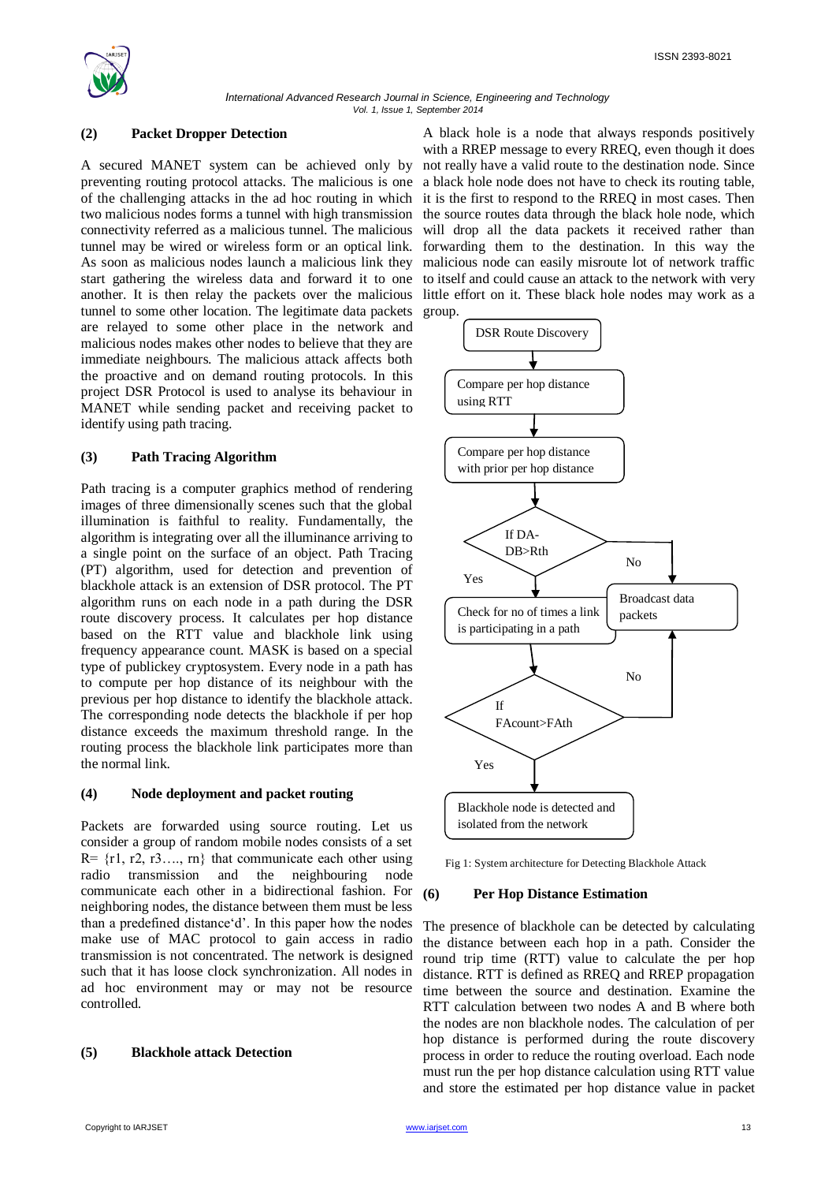### (2) Packet Dropper Detection

A secured MANET system can be achieved only by preventing routing protocol attacks. The malicious is one of the challenging attacks in the ad hoc routing in which two malicious nodes forms a tunnel with high transmission connectivity referred as a malicious tunnel. The malicious tunnel may be wired or wireless form or an optical link. As soon as malicious nodes launch a malicious link they start gathering the wireless data and forward it to one another. It is then relay the packets over the malicious tunnel to some other location. The legitimate data packets are relayed to some other place in the network and malicious nodes makes other nodes to believe that they are immediate neighbours. The malicious attack affects both the proactive and on demand routing protocols. In this project DSR Protocol is used to analyse its behaviour in MANET while sending packet and receiving packet to identify using path tracing.

### (3) Path Tracing Algorithm

Path tracing is a computer graphics method of rendering images of three dimensionally scenes such that the global illumination is faithful to reality. Fundamentally, the algorithm is integrating over all the illuminance arriving to a single point on the surface of an object. Path Tracing (PT) algorithm, used for detection and prevention of blackhole attack is an extension of DSR protocol. The PT algorithm runs on each node in a path during the DSR route discovery process. It calculates per hop distance based on the RTT value and blackhole link using frequency appearance count. MASK is based on a special type of publickey cryptosystem. Every node in a path has to compute per hop distance of its neighbour with the previous per hop distance to identify the blackhole attack. The corresponding node detects the blackhole if per hop distance exceeds the maximum threshold range. In the routing process the blackhole link participates more than the normal link.

### (4) Node deployment and packet routing

Packets are forwarded using source routing. Let us consider a group of random mobile nodes consists of a set R= {r1, r2, r3…., rn} that communicate each other using radio transmission and the neighbouring node communicate each other in a bidirectional fashion. For neighboring nodes, the distance between them must be less than a predefined distance'd'. In this paper how the nodes make use of MAC protocol to gain access in radio transmission is not concentrated. The network is designed such that it has loose clock synchronization. All nodes in ad hoc environment may or may not be resource controlled.

### (5) Blackhole attack Detection

A black hole is a node that always responds positively with a RREP message to every RREQ, even though it does not really have a valid route to the destination node. Since a black hole node does not have to check its routing table, it is the first to respond to the RREQ in most cases. Then the source routes data through the black hole node, which will drop all the data packets it received rather than forwarding them to the destination. In this way the malicious node can easily misroute lot of network traffic to itself and could cause an attack to the network with very little effort on it. These black hole nodes may work as a group.

```
DSR Route Discovery
        |
Compare per hop distance using RTT
        |
Compare per hop distance with prior per hop distance
        |
If DA-DB>Rth --No--> Broadcast data packets
        | Yes
Check for no of times a link is participating in a path
        |
If FAcount>FAth --No--> Broadcast data packets
        | Yes
Blackhole node is detected and isolated from the network
```

Fig 1: System architecture for Detecting Blackhole Attack

### (6) Per Hop Distance Estimation

The presence of blackhole can be detected by calculating the distance between each hop in a path. Consider the round trip time (RTT) value to calculate the per hop distance. RTT is defined as RREQ and RREP propagation time between the source and destination. Examine the RTT calculation between two nodes A and B where both the nodes are non blackhole nodes. The calculation of per hop distance is performed during the route discovery process in order to reduce the routing overload. Each node must run the per hop distance calculation using RTT value and store the estimated per hop distance value in packet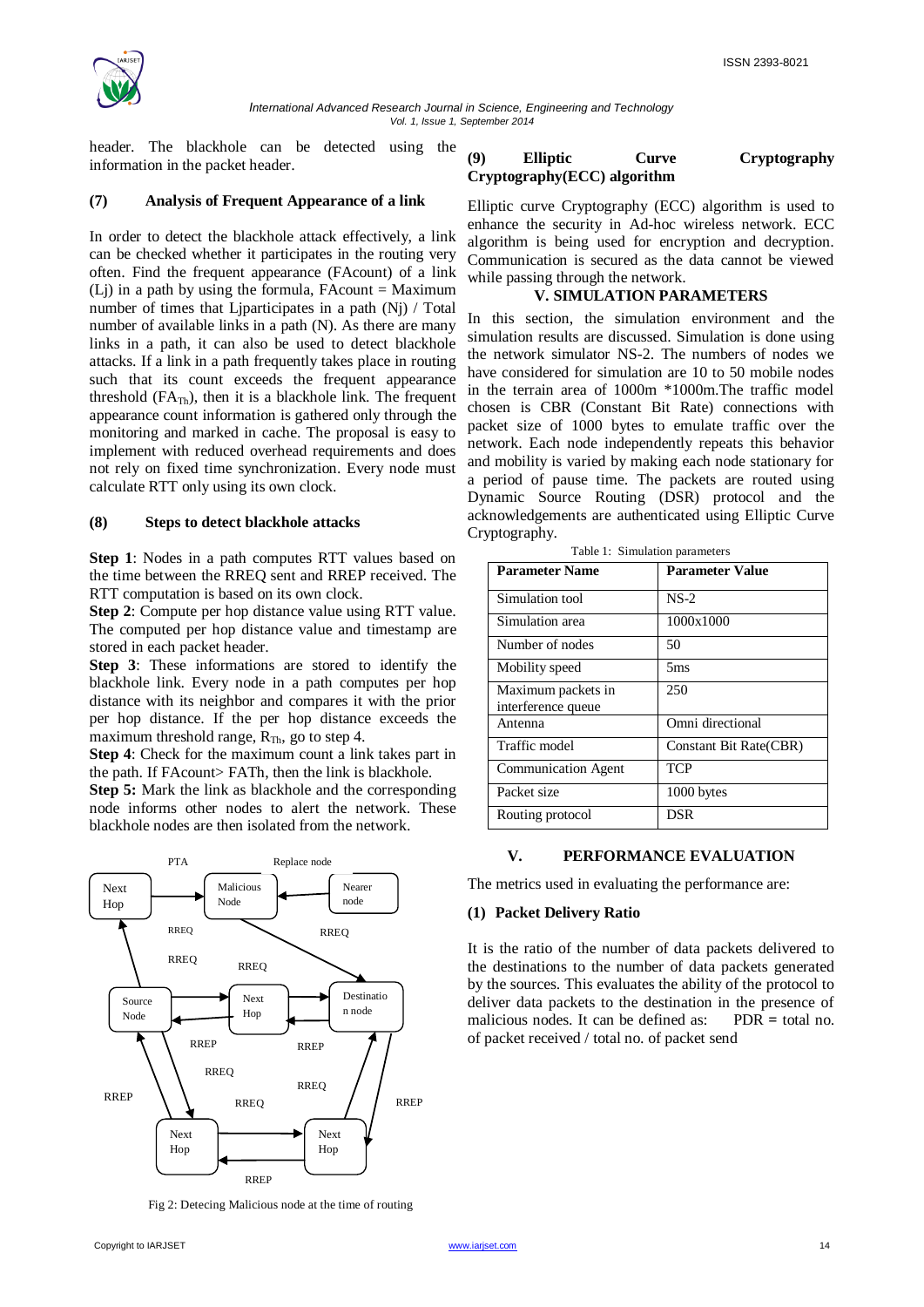header. The blackhole can be detected using the information in the packet header.

### (7) Analysis of Frequent Appearance of a link

In order to detect the blackhole attack effectively, a link can be checked whether it participates in the routing very often. Find the frequent appearance (FAcount) of a link (Lj) in a path by using the formula, FAcount = Maximum number of times that Ljparticipates in a path (Nj) / Total number of available links in a path (N). As there are many links in a path, it can also be used to detect blackhole attacks. If a link in a path frequently takes place in routing such that its count exceeds the frequent appearance threshold ($FA_{Th}$), then it is a blackhole link. The frequent appearance count information is gathered only through the monitoring and marked in cache. The proposal is easy to implement with reduced overhead requirements and does not rely on fixed time synchronization. Every node must calculate RTT only using its own clock.

### (8) Steps to detect blackhole attacks

**Step 1**: Nodes in a path computes RTT values based on the time between the RREQ sent and RREP received. The RTT computation is based on its own clock.
**Step 2**: Compute per hop distance value using RTT value. The computed per hop distance value and timestamp are stored in each packet header.
**Step 3**: These informations are stored to identify the blackhole link. Every node in a path computes per hop distance with its neighbor and compares it with the prior per hop distance. If the per hop distance exceeds the maximum threshold range, $R_{Th}$, go to step 4.
**Step 4**: Check for the maximum count a link takes part in the path. If FAcount> FATh, then the link is blackhole.
**Step 5:** Mark the link as blackhole and the corresponding node informs other nodes to alert the network. These blackhole nodes are then isolated from the network.

Fig 2: Detecing Malicious node at the time of routing

### (9) Elliptic Curve Cryptography Cryptography(ECC) algorithm

Elliptic curve Cryptography (ECC) algorithm is used to enhance the security in Ad-hoc wireless network. ECC algorithm is being used for encryption and decryption. Communication is secured as the data cannot be viewed while passing through the network.

## V. SIMULATION PARAMETERS

In this section, the simulation environment and the simulation results are discussed. Simulation is done using the network simulator NS-2. The numbers of nodes we have considered for simulation are 10 to 50 mobile nodes in the terrain area of 1000m *1000m.The traffic model chosen is CBR (Constant Bit Rate) connections with packet size of 1000 bytes to emulate traffic over the network. Each node independently repeats this behavior and mobility is varied by making each node stationary for a period of pause time. The packets are routed using Dynamic Source Routing (DSR) protocol and the acknowledgements are authenticated using Elliptic Curve Cryptography.

Table 1: Simulation parameters

| Parameter Name | Parameter Value |
|---|---|
| Simulation tool | NS-2 |
| Simulation area | 1000x1000 |
| Number of nodes | 50 |
| Mobility speed | 5ms |
| Maximum packets in interference queue | 250 |
| Antenna | Omni directional |
| Traffic model | Constant Bit Rate(CBR) |
| Communication Agent | TCP |
| Packet size | 1000 bytes |
| Routing protocol | DSR |

## V. PERFORMANCE EVALUATION

The metrics used in evaluating the performance are:

### (1) Packet Delivery Ratio

It is the ratio of the number of data packets delivered to the destinations to the number of data packets generated by the sources. This evaluates the ability of the protocol to deliver data packets to the destination in the presence of malicious nodes. It can be defined as: PDR = total no. of packet received / total no. of packet send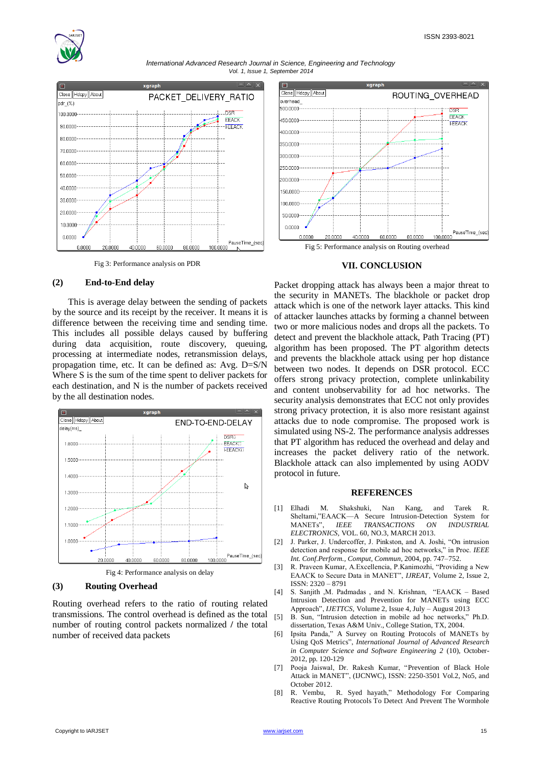Fig 3: Performance analysis on PDR

### (2) End-to-End delay

This is average delay between the sending of packets by the source and its receipt by the receiver. It means it is difference between the receiving time and sending time. This includes all possible delays caused by buffering during data acquisition, route discovery, queuing, processing at intermediate nodes, retransmission delays, propagation time, etc. It can be defined as: Avg. D=S/N Where S is the sum of the time spent to deliver packets for each destination, and N is the number of packets received by the all destination nodes.

Fig 4: Performance analysis on delay

### (3) Routing Overhead

Routing overhead refers to the ratio of routing related transmissions. The control overhead is defined as the total number of routing control packets normalized / the total number of received data packets

Fig 5: Performance analysis on Routing overhead

## VII. CONCLUSION

Packet dropping attack has always been a major threat to the security in MANETs. The blackhole or packet drop attack which is one of the network layer attacks. This kind of attacker launches attacks by forming a channel between two or more malicious nodes and drops all the packets. To detect and prevent the blackhole attack, Path Tracing (PT) algorithm has been proposed. The PT algorithm detects and prevents the blackhole attack using per hop distance between two nodes. It depends on DSR protocol. ECC offers strong privacy protection, complete unlinkability and content unobservability for ad hoc networks. The security analysis demonstrates that ECC not only provides strong privacy protection, it is also more resistant against attacks due to node compromise. The proposed work is simulated using NS-2. The performance analysis addresses that PT algorithm has reduced the overhead and delay and increases the packet delivery ratio of the network. Blackhole attack can also implemented by using AODV protocol in future.

## REFERENCES

[1] Elhadi M. Shakshuki, Nan Kang, and Tarek R. Sheltami,"EAACK—A Secure Intrusion-Detection System for MANETs", *IEEE TRANSACTIONS ON INDUSTRIAL ELECTRONICS*, VOL. 60, NO.3, MARCH 2013.

[2] J. Parker, J. Undercoffer, J. Pinkston, and A. Joshi, "On intrusion detection and response for mobile ad hoc networks," in Proc. *IEEE Int. Conf.Perform., Comput, Commun*, 2004, pp. 747–752.

[3] R. Praveen Kumar, A.Excellencia, P.Kanimozhi, "Providing a New EAACK to Secure Data in MANET", *IJREAT*, Volume 2, Issue 2, ISSN: 2320 – 8791

[4] S. Sanjith ,M. Padmadas , and N. Krishnan, "EAACK – Based Intrusion Detection and Prevention for MANETs using ECC Approach", *IJETTCS*, Volume 2, Issue 4, July – August 2013

[5] B. Sun, "Intrusion detection in mobile ad hoc networks," Ph.D. dissertation, Texas A&M Univ., College Station, TX, 2004.

[6] Ipsita Panda," A Survey on Routing Protocols of MANETs by Using QoS Metrics", *International Journal of Advanced Research in Computer Science and Software Engineering 2* (10), October-2012, pp. 120-129

[7] Pooja Jaiswal, Dr. Rakesh Kumar, "Prevention of Black Hole Attack in MANET", (IJCNWC), ISSN: 2250-3501 Vol.2, No5, and October 2012.

[8] R. Vembu, R. Syed hayath," Methodology For Comparing Reactive Routing Protocols To Detect And Prevent The Wormhole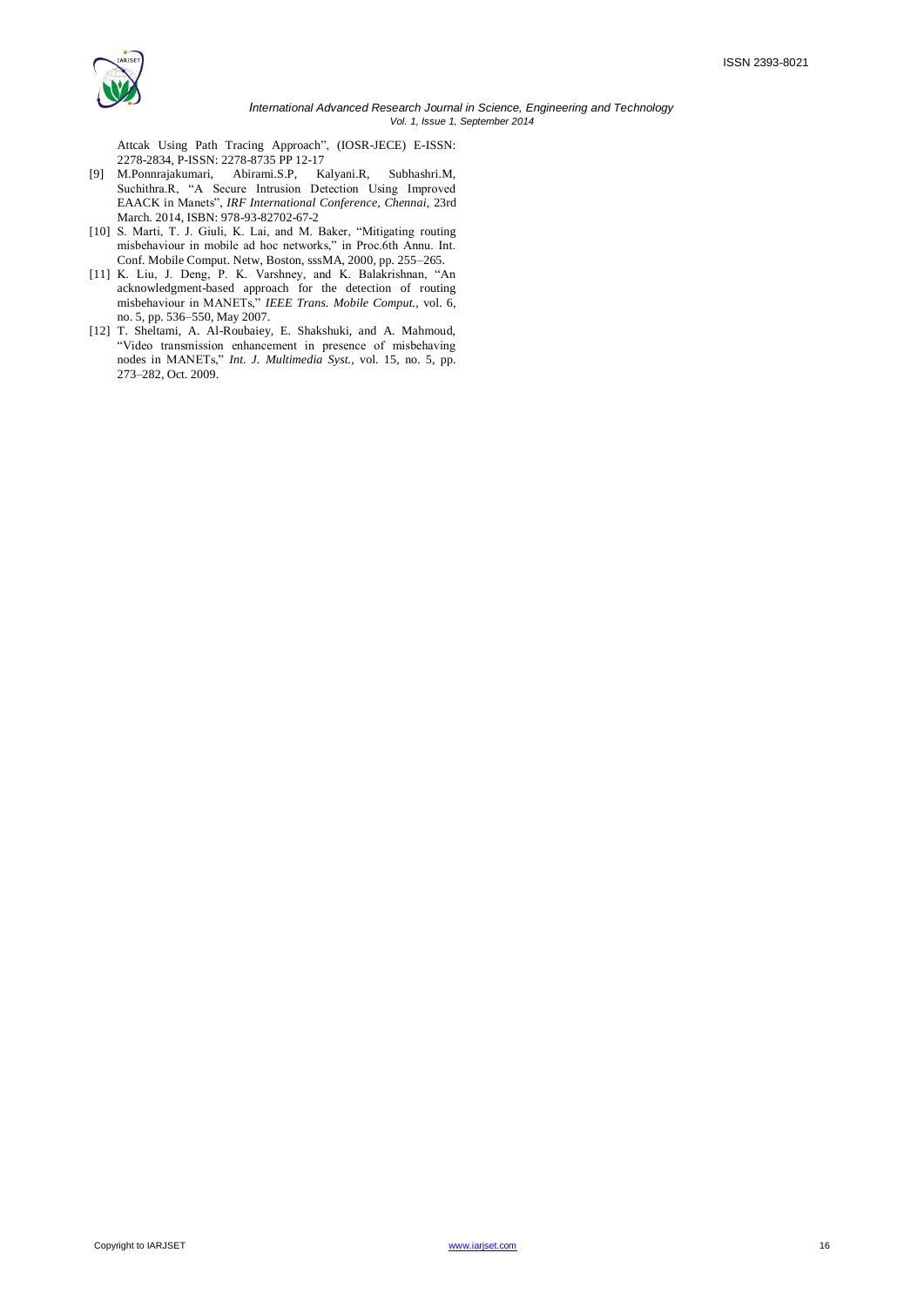Attcak Using Path Tracing Approach", (IOSR-JECE) E-ISSN: 2278-2834, P-ISSN: 2278-8735 PP 12-17

[9] M.Ponnrajakumari, Abirami.S.P, Kalyani.R, Subhashri.M, Suchithra.R, "A Secure Intrusion Detection Using Improved EAACK in Manets", *IRF International Conference, Chennai*, 23rd March. 2014, ISBN: 978-93-82702-67-2

[10] S. Marti, T. J. Giuli, K. Lai, and M. Baker, "Mitigating routing misbehaviour in mobile ad hoc networks," in Proc.6th Annu. Int. Conf. Mobile Comput. Netw, Boston, sssMA, 2000, pp. 255–265.

[11] K. Liu, J. Deng, P. K. Varshney, and K. Balakrishnan, "An acknowledgment-based approach for the detection of routing misbehaviour in MANETs," *IEEE Trans. Mobile Comput.*, vol. 6, no. 5, pp. 536–550, May 2007.

[12] T. Sheltami, A. Al-Roubaiey, E. Shakshuki, and A. Mahmoud, "Video transmission enhancement in presence of misbehaving nodes in MANETs," *Int. J. Multimedia Syst.*, vol. 15, no. 5, pp. 273–282, Oct. 2009.